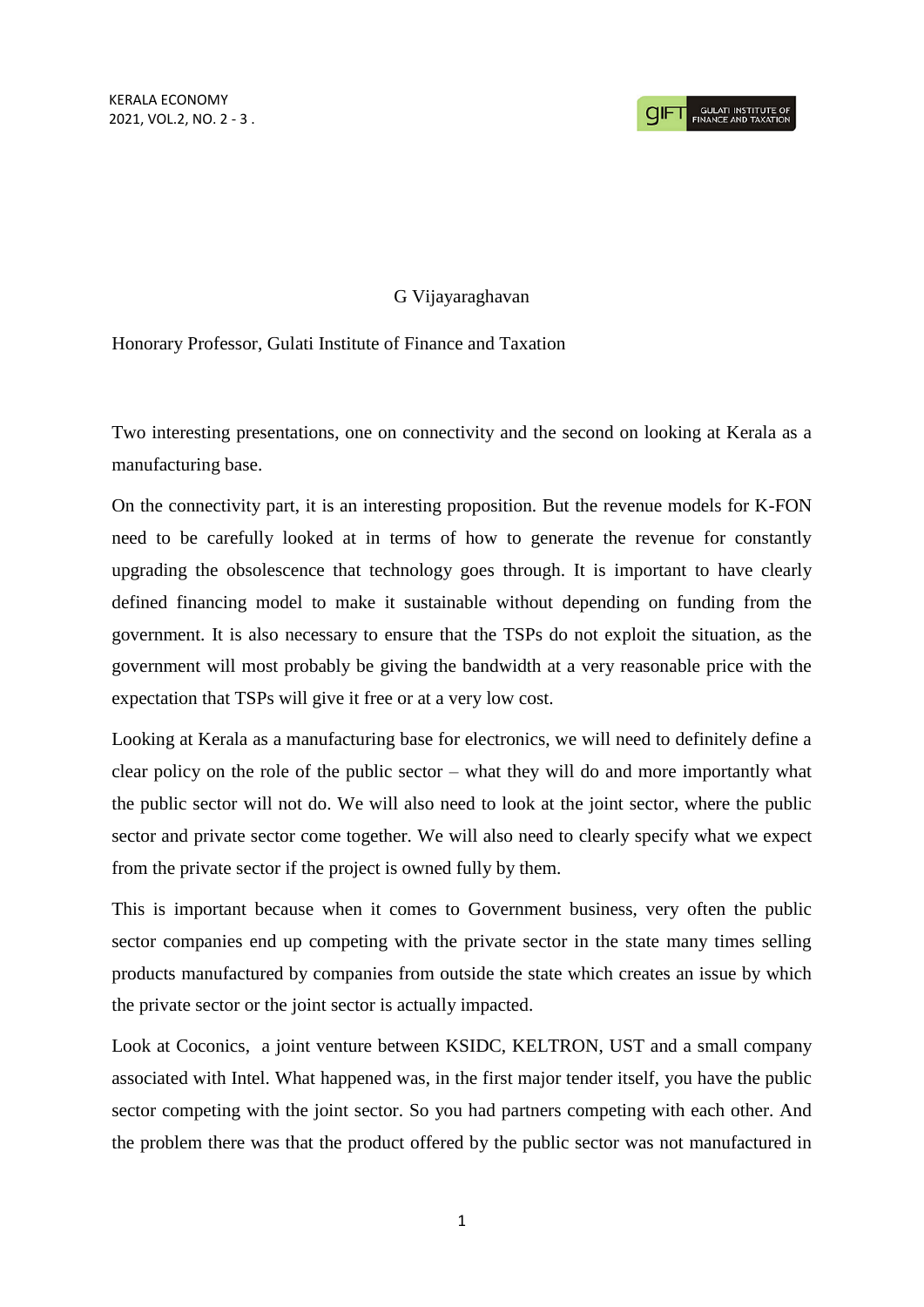G Vijayaraghavan

Honorary Professor, Gulati Institute of Finance and Taxation

Two interesting presentations, one on connectivity and the second on looking at Kerala as a manufacturing base.

On the connectivity part, it is an interesting proposition. But the revenue models for K-FON need to be carefully looked at in terms of how to generate the revenue for constantly upgrading the obsolescence that technology goes through. It is important to have clearly defined financing model to make it sustainable without depending on funding from the government. It is also necessary to ensure that the TSPs do not exploit the situation, as the government will most probably be giving the bandwidth at a very reasonable price with the expectation that TSPs will give it free or at a very low cost.

Looking at Kerala as a manufacturing base for electronics, we will need to definitely define a clear policy on the role of the public sector – what they will do and more importantly what the public sector will not do. We will also need to look at the joint sector, where the public sector and private sector come together. We will also need to clearly specify what we expect from the private sector if the project is owned fully by them.

This is important because when it comes to Government business, very often the public sector companies end up competing with the private sector in the state many times selling products manufactured by companies from outside the state which creates an issue by which the private sector or the joint sector is actually impacted.

Look at Coconics, a joint venture between KSIDC, KELTRON, UST and a small company associated with Intel. What happened was, in the first major tender itself, you have the public sector competing with the joint sector. So you had partners competing with each other. And the problem there was that the product offered by the public sector was not manufactured in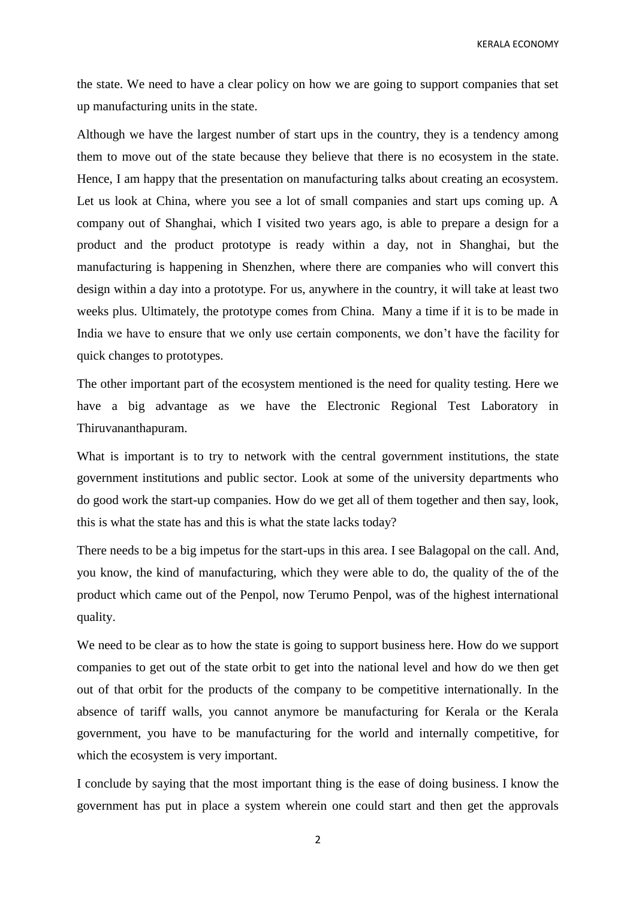the state. We need to have a clear policy on how we are going to support companies that set up manufacturing units in the state.

Although we have the largest number of start ups in the country, they is a tendency among them to move out of the state because they believe that there is no ecosystem in the state. Hence, I am happy that the presentation on manufacturing talks about creating an ecosystem. Let us look at China, where you see a lot of small companies and start ups coming up. A company out of Shanghai, which I visited two years ago, is able to prepare a design for a product and the product prototype is ready within a day, not in Shanghai, but the manufacturing is happening in Shenzhen, where there are companies who will convert this design within a day into a prototype. For us, anywhere in the country, it will take at least two weeks plus. Ultimately, the prototype comes from China. Many a time if it is to be made in India we have to ensure that we only use certain components, we don't have the facility for quick changes to prototypes.

The other important part of the ecosystem mentioned is the need for quality testing. Here we have a big advantage as we have the Electronic Regional Test Laboratory in Thiruvananthapuram.

What is important is to try to network with the central government institutions, the state government institutions and public sector. Look at some of the university departments who do good work the start-up companies. How do we get all of them together and then say, look, this is what the state has and this is what the state lacks today?

There needs to be a big impetus for the start-ups in this area. I see Balagopal on the call. And, you know, the kind of manufacturing, which they were able to do, the quality of the of the product which came out of the Penpol, now Terumo Penpol, was of the highest international quality.

We need to be clear as to how the state is going to support business here. How do we support companies to get out of the state orbit to get into the national level and how do we then get out of that orbit for the products of the company to be competitive internationally. In the absence of tariff walls, you cannot anymore be manufacturing for Kerala or the Kerala government, you have to be manufacturing for the world and internally competitive, for which the ecosystem is very important.

I conclude by saying that the most important thing is the ease of doing business. I know the government has put in place a system wherein one could start and then get the approvals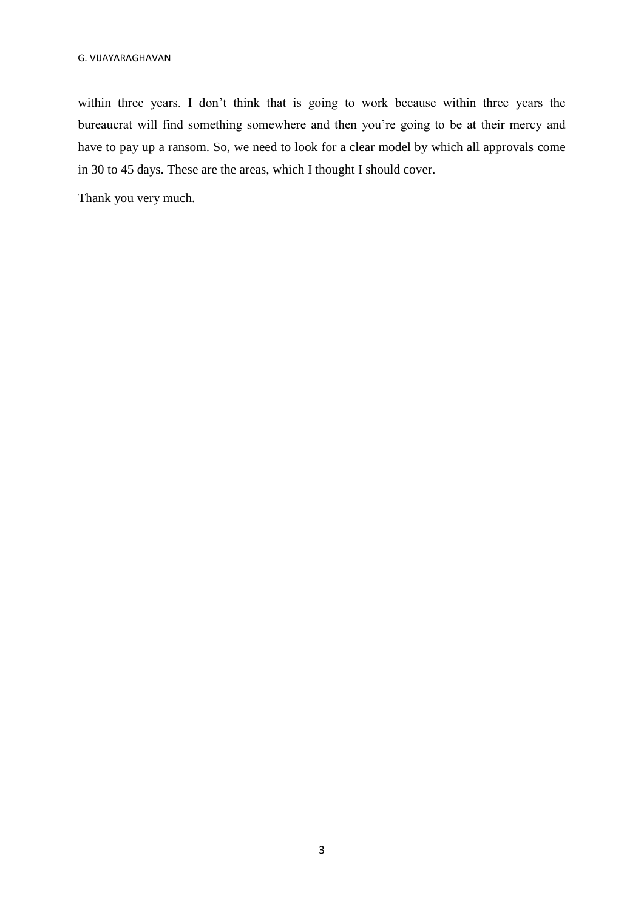within three years. I don't think that is going to work because within three years the bureaucrat will find something somewhere and then you're going to be at their mercy and have to pay up a ransom. So, we need to look for a clear model by which all approvals come in 30 to 45 days. These are the areas, which I thought I should cover.

Thank you very much.